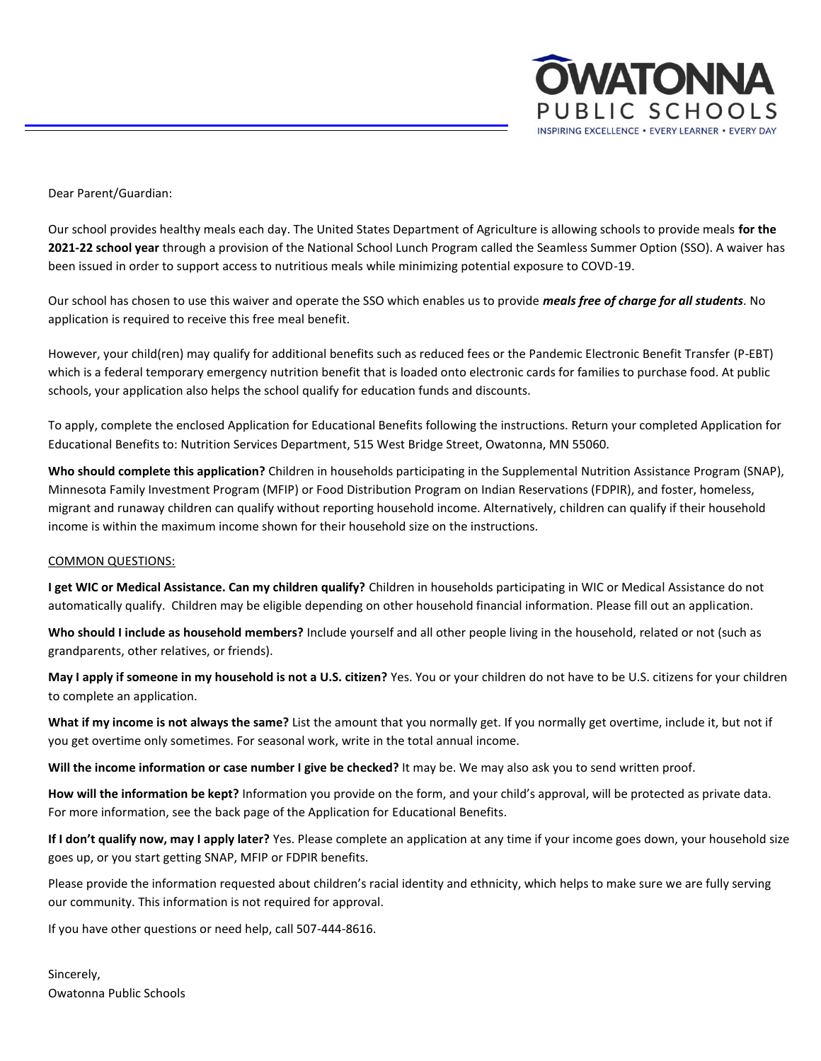**OWATONNA PUBLIC SCHOOLS**
INSPIRING EXCELLENCE • EVERY LEARNER • EVERY DAY

Dear Parent/Guardian:

Our school provides healthy meals each day. The United States Department of Agriculture is allowing schools to provide meals **for the 2021-22 school year** through a provision of the National School Lunch Program called the Seamless Summer Option (SSO). A waiver has been issued in order to support access to nutritious meals while minimizing potential exposure to COVD-19.

Our school has chosen to use this waiver and operate the SSO which enables us to provide ***meals free of charge for all students***. No application is required to receive this free meal benefit.

However, your child(ren) may qualify for additional benefits such as reduced fees or the Pandemic Electronic Benefit Transfer (P-EBT) which is a federal temporary emergency nutrition benefit that is loaded onto electronic cards for families to purchase food. At public schools, your application also helps the school qualify for education funds and discounts.

To apply, complete the enclosed Application for Educational Benefits following the instructions. Return your completed Application for Educational Benefits to: Nutrition Services Department, 515 West Bridge Street, Owatonna, MN 55060.

**Who should complete this application?** Children in households participating in the Supplemental Nutrition Assistance Program (SNAP), Minnesota Family Investment Program (MFIP) or Food Distribution Program on Indian Reservations (FDPIR), and foster, homeless, migrant and runaway children can qualify without reporting household income. Alternatively, children can qualify if their household income is within the maximum income shown for their household size on the instructions.

<u>COMMON QUESTIONS:</u>

**I get WIC or Medical Assistance. Can my children qualify?** Children in households participating in WIC or Medical Assistance do not automatically qualify. Children may be eligible depending on other household financial information. Please fill out an application.

**Who should I include as household members?** Include yourself and all other people living in the household, related or not (such as grandparents, other relatives, or friends).

**May I apply if someone in my household is not a U.S. citizen?** Yes. You or your children do not have to be U.S. citizens for your children to complete an application.

**What if my income is not always the same?** List the amount that you normally get. If you normally get overtime, include it, but not if you get overtime only sometimes. For seasonal work, write in the total annual income.

**Will the income information or case number I give be checked?** It may be. We may also ask you to send written proof.

**How will the information be kept?** Information you provide on the form, and your child's approval, will be protected as private data. For more information, see the back page of the Application for Educational Benefits.

**If I don't qualify now, may I apply later?** Yes. Please complete an application at any time if your income goes down, your household size goes up, or you start getting SNAP, MFIP or FDPIR benefits.

Please provide the information requested about children's racial identity and ethnicity, which helps to make sure we are fully serving our community. This information is not required for approval.

If you have other questions or need help, call 507-444-8616.

Sincerely,
Owatonna Public Schools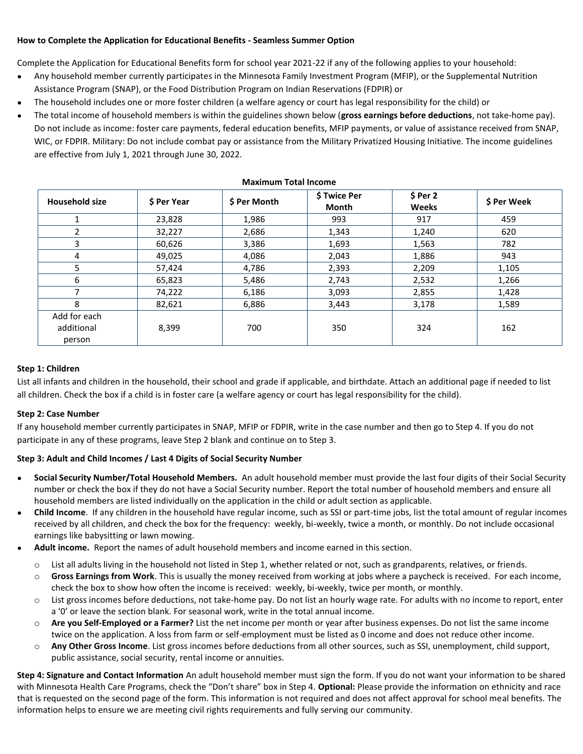**How to Complete the Application for Educational Benefits - Seamless Summer Option**

Complete the Application for Educational Benefits form for school year 2021-22 if any of the following applies to your household:

- Any household member currently participates in the Minnesota Family Investment Program (MFIP), or the Supplemental Nutrition Assistance Program (SNAP), or the Food Distribution Program on Indian Reservations (FDPIR) or
- The household includes one or more foster children (a welfare agency or court has legal responsibility for the child) or
- The total income of household members is within the guidelines shown below (**gross earnings before deductions**, not take-home pay). Do not include as income: foster care payments, federal education benefits, MFIP payments, or value of assistance received from SNAP, WIC, or FDPIR. Military: Do not include combat pay or assistance from the Military Privatized Housing Initiative. The income guidelines are effective from July 1, 2021 through June 30, 2022.

**Maximum Total Income**

| Household size | $ Per Year | $ Per Month | $ Twice Per Month | $ Per 2 Weeks | $ Per Week |
|---|---|---|---|---|---|
| 1 | 23,828 | 1,986 | 993 | 917 | 459 |
| 2 | 32,227 | 2,686 | 1,343 | 1,240 | 620 |
| 3 | 60,626 | 3,386 | 1,693 | 1,563 | 782 |
| 4 | 49,025 | 4,086 | 2,043 | 1,886 | 943 |
| 5 | 57,424 | 4,786 | 2,393 | 2,209 | 1,105 |
| 6 | 65,823 | 5,486 | 2,743 | 2,532 | 1,266 |
| 7 | 74,222 | 6,186 | 3,093 | 2,855 | 1,428 |
| 8 | 82,621 | 6,886 | 3,443 | 3,178 | 1,589 |
| Add for each additional person | 8,399 | 700 | 350 | 324 | 162 |

**Step 1: Children**

List all infants and children in the household, their school and grade if applicable, and birthdate. Attach an additional page if needed to list all children. Check the box if a child is in foster care (a welfare agency or court has legal responsibility for the child).

**Step 2: Case Number**

If any household member currently participates in SNAP, MFIP or FDPIR, write in the case number and then go to Step 4. If you do not participate in any of these programs, leave Step 2 blank and continue on to Step 3.

**Step 3: Adult and Child Incomes / Last 4 Digits of Social Security Number**

- **Social Security Number/Total Household Members.** An adult household member must provide the last four digits of their Social Security number or check the box if they do not have a Social Security number. Report the total number of household members and ensure all household members are listed individually on the application in the child or adult section as applicable.
- **Child Income**. If any children in the household have regular income, such as SSI or part-time jobs, list the total amount of regular incomes received by all children, and check the box for the frequency: weekly, bi-weekly, twice a month, or monthly. Do not include occasional earnings like babysitting or lawn mowing.
- **Adult income.** Report the names of adult household members and income earned in this section.
  - List all adults living in the household not listed in Step 1, whether related or not, such as grandparents, relatives, or friends.
  - **Gross Earnings from Work**. This is usually the money received from working at jobs where a paycheck is received. For each income, check the box to show how often the income is received: weekly, bi-weekly, twice per month, or monthly.
  - List gross incomes before deductions, not take-home pay. Do not list an hourly wage rate. For adults with no income to report, enter a '0' or leave the section blank. For seasonal work, write in the total annual income.
  - **Are you Self-Employed or a Farmer?** List the net income per month or year after business expenses. Do not list the same income twice on the application. A loss from farm or self-employment must be listed as 0 income and does not reduce other income.
  - **Any Other Gross Income**. List gross incomes before deductions from all other sources, such as SSI, unemployment, child support, public assistance, social security, rental income or annuities.

**Step 4: Signature and Contact Information** An adult household member must sign the form. If you do not want your information to be shared with Minnesota Health Care Programs, check the "Don't share" box in Step 4. **Optional:** Please provide the information on ethnicity and race that is requested on the second page of the form. This information is not required and does not affect approval for school meal benefits. The information helps to ensure we are meeting civil rights requirements and fully serving our community.